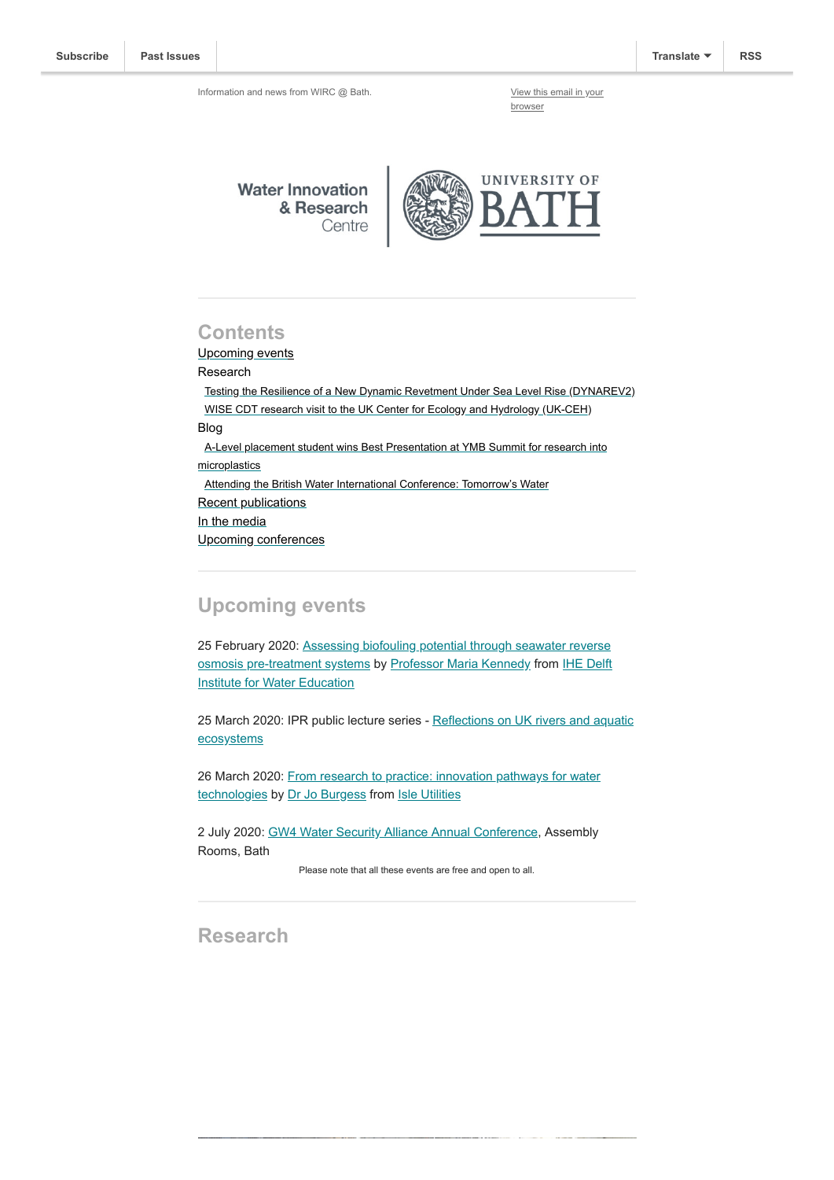Subscribe | Past Issues | Translate | RSS

Information and news from WIRC @ Bath.

View this email in your browser

Water Innovation & Research Centre | UNIVERSITY OF BATH

## Contents

Upcoming events

Research

- Testing the Resilience of a New Dynamic Revetment Under Sea Level Rise (DYNAREV2)
- WISE CDT research visit to the UK Center for Ecology and Hydrology (UK-CEH)

Blog

- A-Level placement student wins Best Presentation at YMB Summit for research into microplastics
- Attending the British Water International Conference: Tomorrow's Water

Recent publications

In the media

Upcoming conferences

## Upcoming events

25 February 2020: Assessing biofouling potential through seawater reverse osmosis pre-treatment systems by Professor Maria Kennedy from IHE Delft Institute for Water Education

25 March 2020: IPR public lecture series - Reflections on UK rivers and aquatic ecosystems

26 March 2020: From research to practice: innovation pathways for water technologies by Dr Jo Burgess from Isle Utilities

2 July 2020: GW4 Water Security Alliance Annual Conference, Assembly Rooms, Bath

Please note that all these events are free and open to all.

## Research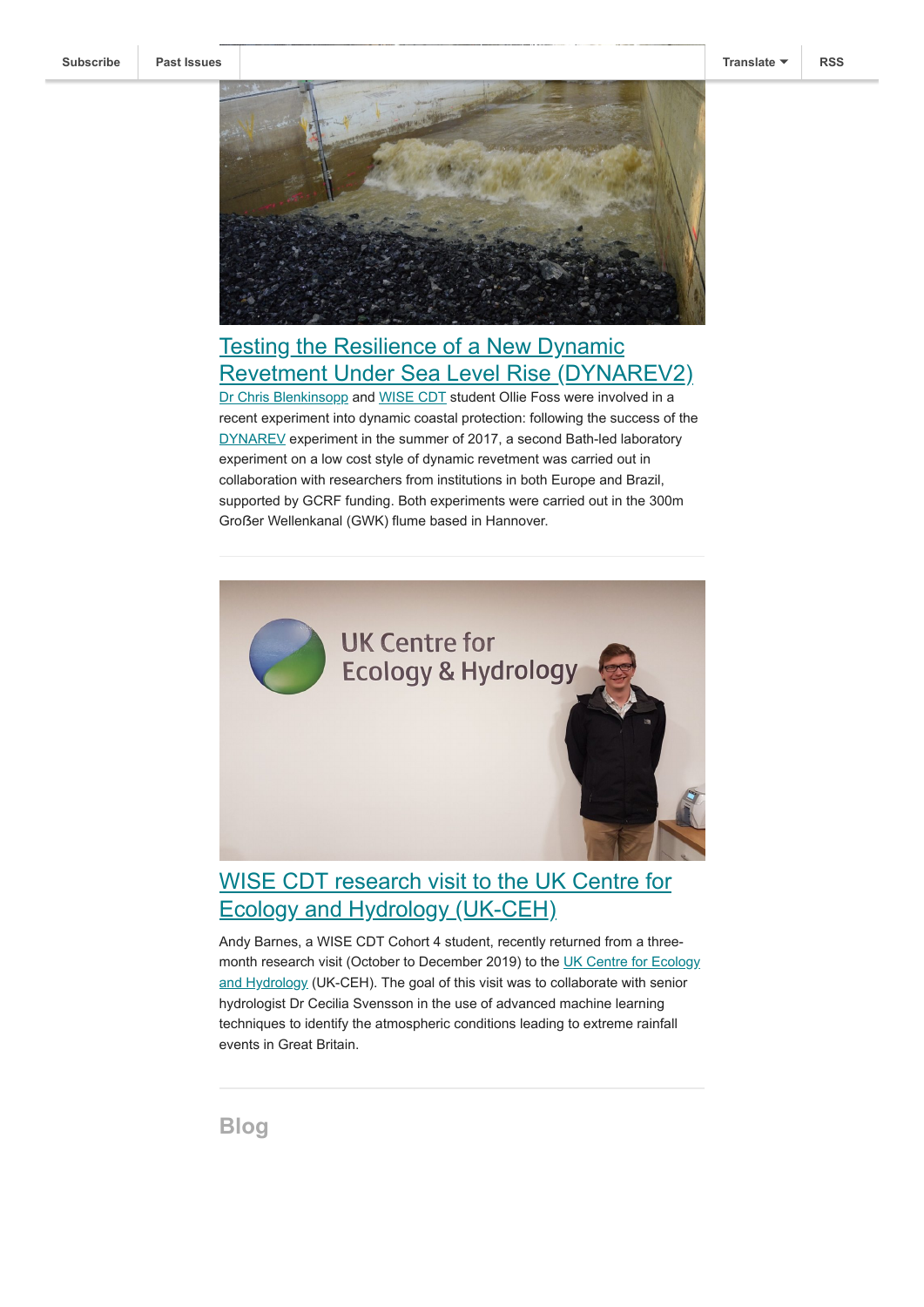## Testing the Resilience of a New Dynamic Revetment Under Sea Level Rise (DYNAREV2)

Dr Chris Blenkinsopp and WISE CDT student Ollie Foss were involved in a recent experiment into dynamic coastal protection: following the success of the DYNAREV experiment in the summer of 2017, a second Bath-led laboratory experiment on a low cost style of dynamic revetment was carried out in collaboration with researchers from institutions in both Europe and Brazil, supported by GCRF funding. Both experiments were carried out in the 300m Großer Wellenkanal (GWK) flume based in Hannover.

---

## WISE CDT research visit to the UK Centre for Ecology and Hydrology (UK-CEH)

Andy Barnes, a WISE CDT Cohort 4 student, recently returned from a three-month research visit (October to December 2019) to the UK Centre for Ecology and Hydrology (UK-CEH). The goal of this visit was to collaborate with senior hydrologist Dr Cecilia Svensson in the use of advanced machine learning techniques to identify the atmospheric conditions leading to extreme rainfall events in Great Britain.

---

## Blog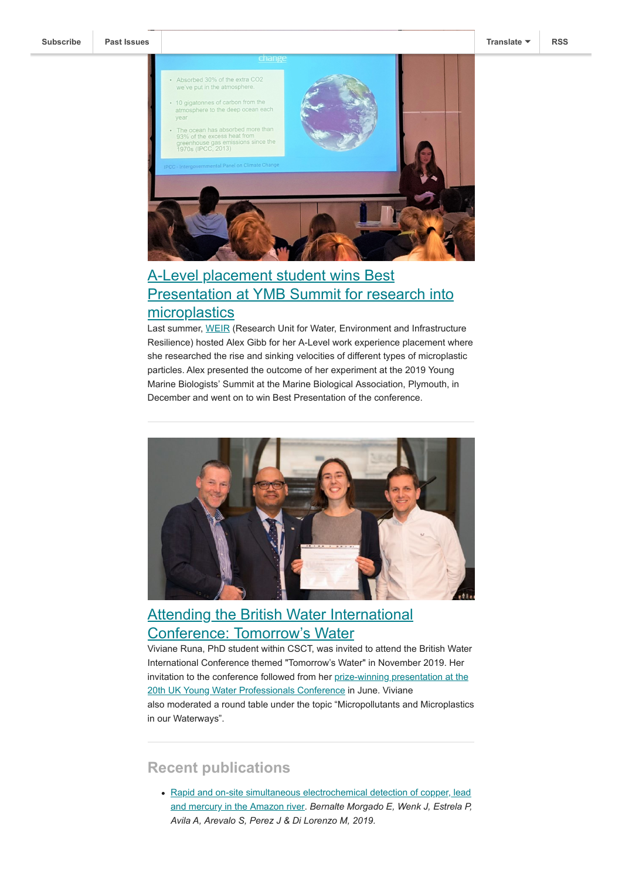Subscribe | Past Issues | Translate | RSS

## A-Level placement student wins Best Presentation at YMB Summit for research into microplastics

Last summer, WEIR (Research Unit for Water, Environment and Infrastructure Resilience) hosted Alex Gibb for her A-Level work experience placement where she researched the rise and sinking velocities of different types of microplastic particles. Alex presented the outcome of her experiment at the 2019 Young Marine Biologists' Summit at the Marine Biological Association, Plymouth, in December and went on to win Best Presentation of the conference.

---

## Attending the British Water International Conference: Tomorrow's Water

Viviane Runa, PhD student within CSCT, was invited to attend the British Water International Conference themed "Tomorrow's Water" in November 2019. Her invitation to the conference followed from her prize-winning presentation at the 20th UK Young Water Professionals Conference in June. Viviane also moderated a round table under the topic "Micropollutants and Microplastics in our Waterways".

---

## Recent publications

- Rapid and on-site simultaneous electrochemical detection of copper, lead and mercury in the Amazon river. *Bernalte Morgado E, Wenk J, Estrela P, Avila A, Arevalo S, Perez J & Di Lorenzo M, 2019.*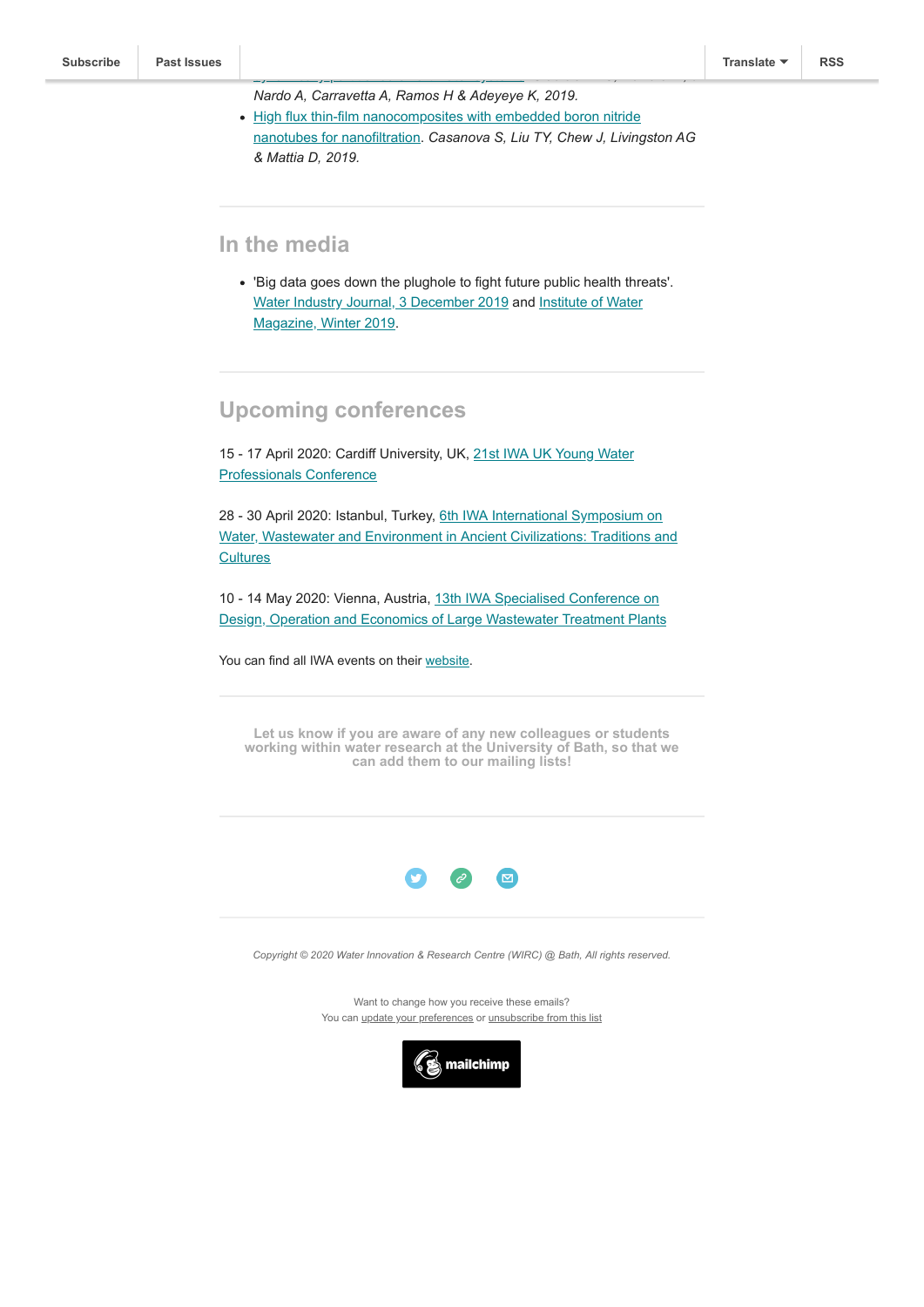Nardo A, Carravetta A, Ramos H & Adeyeye K, 2019.*

- [High flux thin-film nanocomposites with embedded boron nitride nanotubes for nanofiltration](). *Casanova S, Liu TY, Chew J, Livingston AG & Mattia D, 2019.*

## In the media

- 'Big data goes down the plughole to fight future public health threats'. [Water Industry Journal, 3 December 2019]() and [Institute of Water Magazine, Winter 2019]().

## Upcoming conferences

15 - 17 April 2020: Cardiff University, UK, [21st IWA UK Young Water Professionals Conference]()

28 - 30 April 2020: Istanbul, Turkey, [6th IWA International Symposium on Water, Wastewater and Environment in Ancient Civilizations: Traditions and Cultures]()

10 - 14 May 2020: Vienna, Austria, [13th IWA Specialised Conference on Design, Operation and Economics of Large Wastewater Treatment Plants]()

You can find all IWA events on their [website]().

**Let us know if you are aware of any new colleagues or students working within water research at the University of Bath, so that we can add them to our mailing lists!**

*Copyright © 2020 Water Innovation & Research Centre (WIRC) @ Bath, All rights reserved.*

Want to change how you receive these emails?
You can [update your preferences]() or [unsubscribe from this list]()